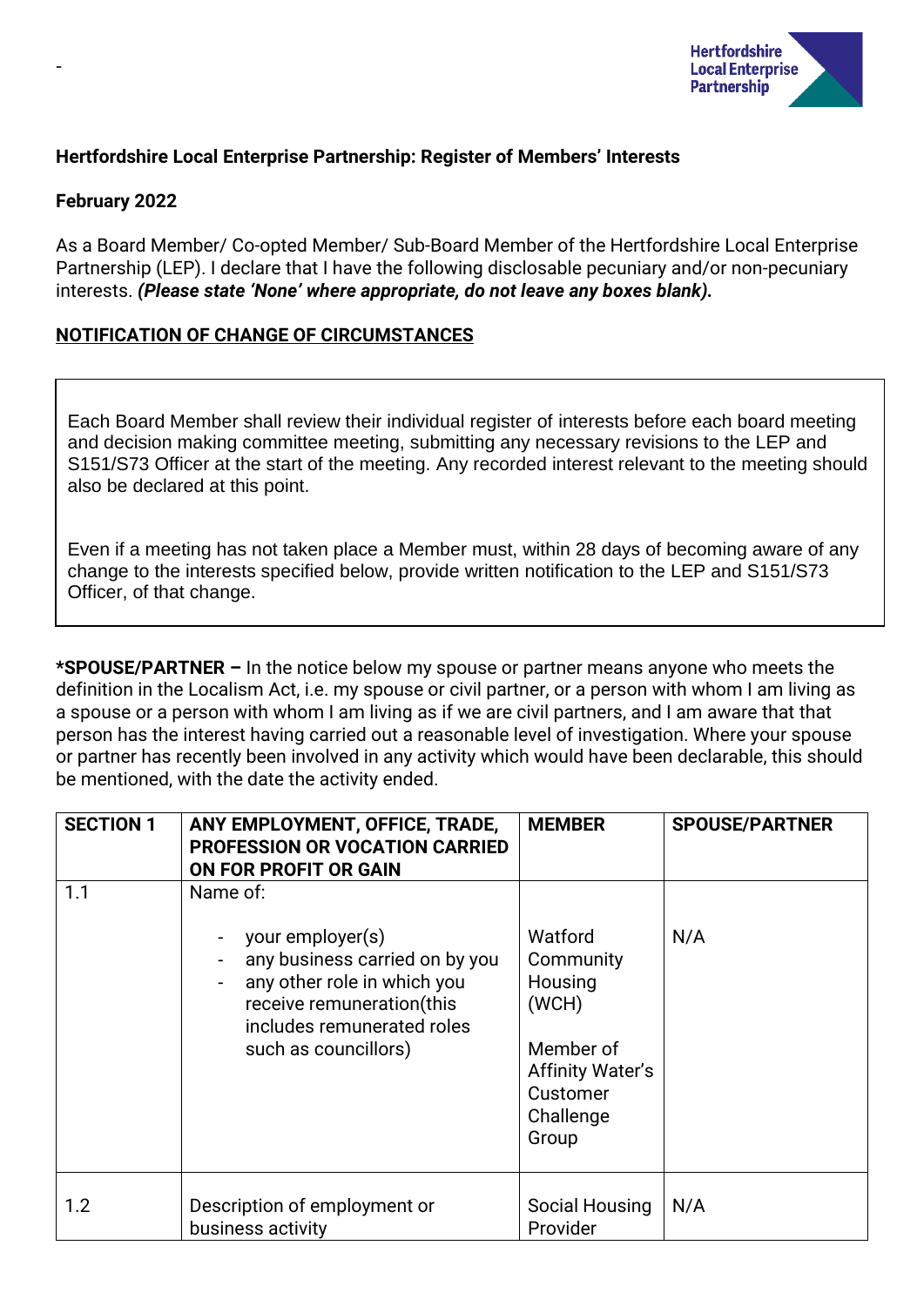-

**Hertfordshire Local Enterprise Partnership: Register of Members' Interests**

**February 2022**

As a Board Member/ Co-opted Member/ Sub-Board Member of the Hertfordshire Local Enterprise Partnership (LEP). I declare that I have the following disclosable pecuniary and/or non-pecuniary interests. ***(Please state 'None' where appropriate, do not leave any boxes blank).***

**NOTIFICATION OF CHANGE OF CIRCUMSTANCES**

Each Board Member shall review their individual register of interests before each board meeting and decision making committee meeting, submitting any necessary revisions to the LEP and S151/S73 Officer at the start of the meeting. Any recorded interest relevant to the meeting should also be declared at this point.

Even if a meeting has not taken place a Member must, within 28 days of becoming aware of any change to the interests specified below, provide written notification to the LEP and S151/S73 Officer, of that change.

**\*SPOUSE/PARTNER –** In the notice below my spouse or partner means anyone who meets the definition in the Localism Act, i.e. my spouse or civil partner, or a person with whom I am living as a spouse or a person with whom I am living as if we are civil partners, and I am aware that that person has the interest having carried out a reasonable level of investigation. Where your spouse or partner has recently been involved in any activity which would have been declarable, this should be mentioned, with the date the activity ended.

| SECTION 1 | ANY EMPLOYMENT, OFFICE, TRADE, PROFESSION OR VOCATION CARRIED ON FOR PROFIT OR GAIN | MEMBER | SPOUSE/PARTNER |
|---|---|---|---|
| 1.1 | Name of:<br>- your employer(s)<br>- any business carried on by you<br>- any other role in which you receive remuneration(this includes remunerated roles such as councillors) | Watford Community Housing (WCH)<br><br>Member of Affinity Water's Customer Challenge Group | N/A |
| 1.2 | Description of employment or business activity | Social Housing Provider | N/A |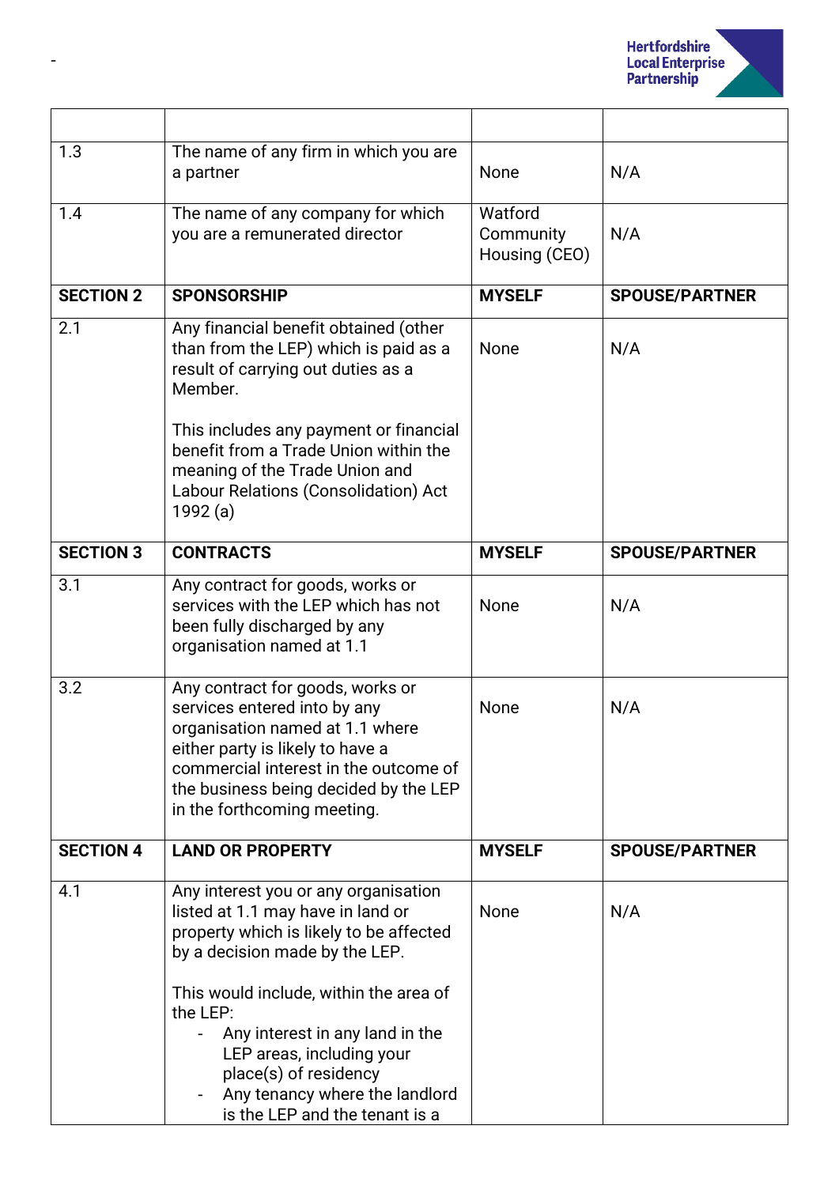| | | | |
|---|---|---|---|
| 1.3 | The name of any firm in which you are a partner | None | N/A |
| 1.4 | The name of any company for which you are a remunerated director | Watford Community Housing (CEO) | N/A |
| **SECTION 2** | **SPONSORSHIP** | **MYSELF** | **SPOUSE/PARTNER** |
| 2.1 | Any financial benefit obtained (other than from the LEP) which is paid as a result of carrying out duties as a Member.<br><br>This includes any payment or financial benefit from a Trade Union within the meaning of the Trade Union and Labour Relations (Consolidation) Act 1992 (a) | None | N/A |
| **SECTION 3** | **CONTRACTS** | **MYSELF** | **SPOUSE/PARTNER** |
| 3.1 | Any contract for goods, works or services with the LEP which has not been fully discharged by any organisation named at 1.1 | None | N/A |
| 3.2 | Any contract for goods, works or services entered into by any organisation named at 1.1 where either party is likely to have a commercial interest in the outcome of the business being decided by the LEP in the forthcoming meeting. | None | N/A |
| **SECTION 4** | **LAND OR PROPERTY** | **MYSELF** | **SPOUSE/PARTNER** |
| 4.1 | Any interest you or any organisation listed at 1.1 may have in land or property which is likely to be affected by a decision made by the LEP.<br><br>This would include, within the area of the LEP:<br>- Any interest in any land in the LEP areas, including your place(s) of residency<br>- Any tenancy where the landlord is the LEP and the tenant is a | None | N/A |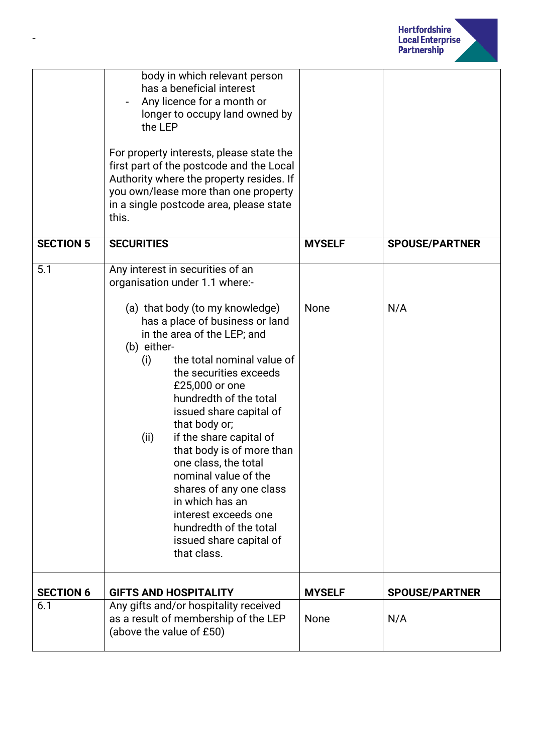| | | | |
|---|---|---|---|
| | body in which relevant person has a beneficial interest<br>- Any licence for a month or longer to occupy land owned by the LEP<br><br>For property interests, please state the first part of the postcode and the Local Authority where the property resides. If you own/lease more than one property in a single postcode area, please state this. | | |
| **SECTION 5** | **SECURITIES** | **MYSELF** | **SPOUSE/PARTNER** |
| 5.1 | Any interest in securities of an organisation under 1.1 where:-<br><br>(a) that body (to my knowledge) has a place of business or land in the area of the LEP; and<br>(b) either-<br>(i) the total nominal value of the securities exceeds £25,000 or one hundredth of the total issued share capital of that body or;<br>(ii) if the share capital of that body is of more than one class, the total nominal value of the shares of any one class in which has an interest exceeds one hundredth of the total issued share capital of that class. | None | N/A |
| **SECTION 6** | **GIFTS AND HOSPITALITY** | **MYSELF** | **SPOUSE/PARTNER** |
| 6.1 | Any gifts and/or hospitality received as a result of membership of the LEP (above the value of £50) | None | N/A |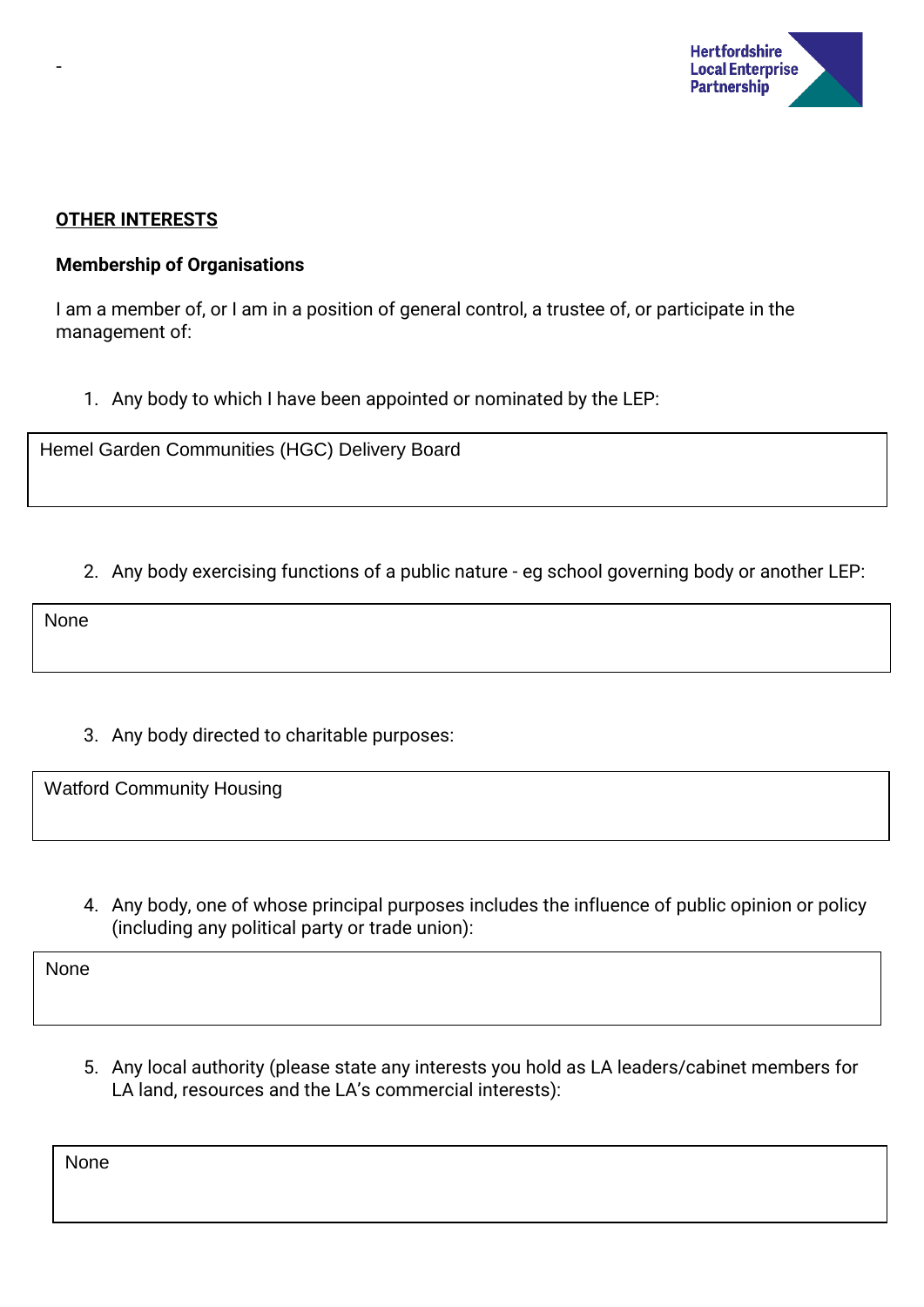**OTHER INTERESTS**

**Membership of Organisations**

I am a member of, or I am in a position of general control, a trustee of, or participate in the management of:

1. Any body to which I have been appointed or nominated by the LEP:

| Hemel Garden Communities (HGC) Delivery Board |
|---|

2. Any body exercising functions of a public nature - eg school governing body or another LEP:

| None |
|---|

3. Any body directed to charitable purposes:

| Watford Community Housing |
|---|

4. Any body, one of whose principal purposes includes the influence of public opinion or policy (including any political party or trade union):

| None |
|---|

5. Any local authority (please state any interests you hold as LA leaders/cabinet members for LA land, resources and the LA's commercial interests):

| None |
|---|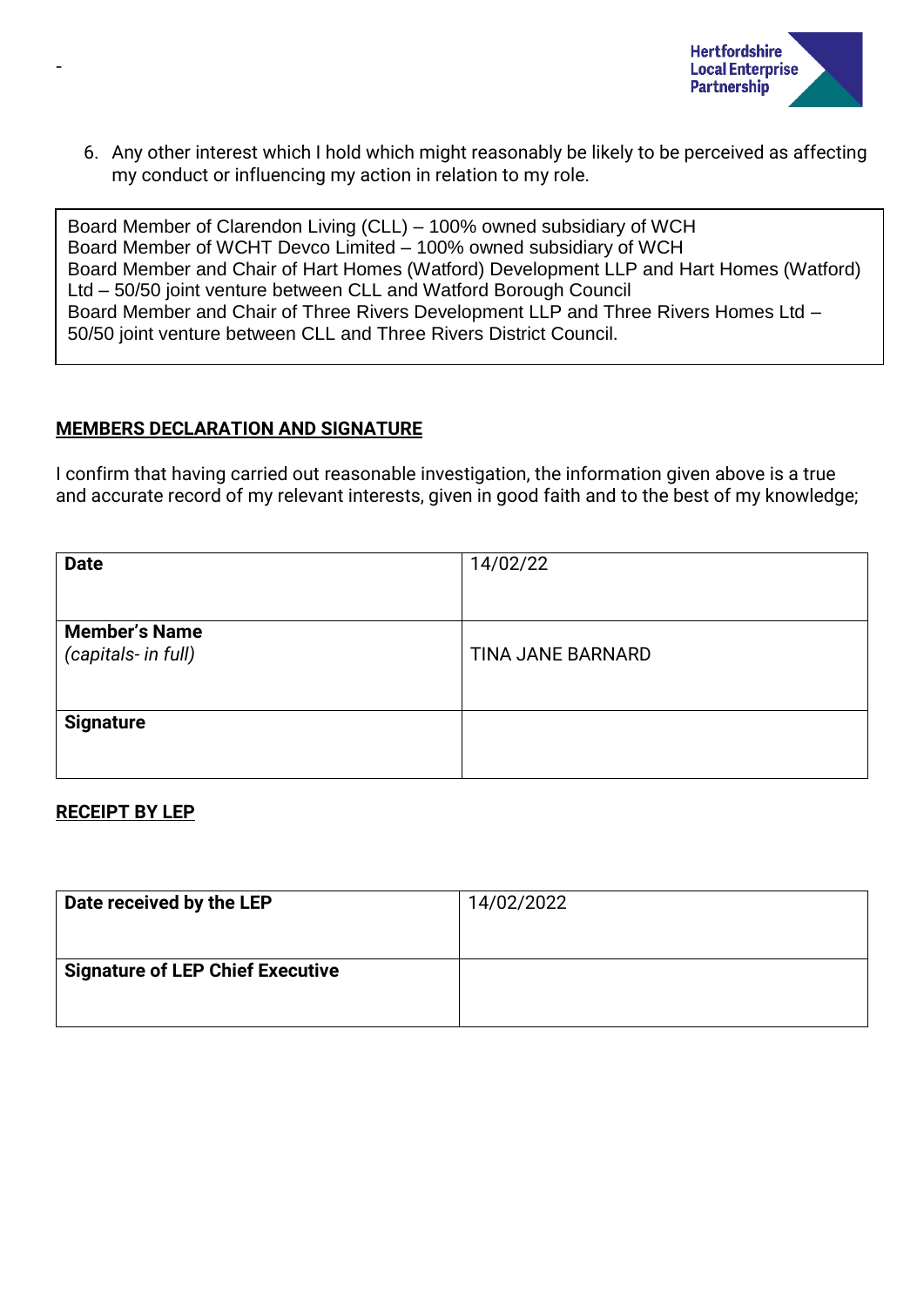-

6. Any other interest which I hold which might reasonably be likely to be perceived as affecting my conduct or influencing my action in relation to my role.

Board Member of Clarendon Living (CLL) – 100% owned subsidiary of WCH
Board Member of WCHT Devco Limited – 100% owned subsidiary of WCH
Board Member and Chair of Hart Homes (Watford) Development LLP and Hart Homes (Watford) Ltd – 50/50 joint venture between CLL and Watford Borough Council
Board Member and Chair of Three Rivers Development LLP and Three Rivers Homes Ltd – 50/50 joint venture between CLL and Three Rivers District Council.

**MEMBERS DECLARATION AND SIGNATURE**

I confirm that having carried out reasonable investigation, the information given above is a true and accurate record of my relevant interests, given in good faith and to the best of my knowledge;

| | |
|---|---|
| **Date** | 14/02/22 |
| **Member's Name** *(capitals- in full)* | TINA JANE BARNARD |
| **Signature** | |

**RECEIPT BY LEP**

| | |
|---|---|
| **Date received by the LEP** | 14/02/2022 |
| **Signature of LEP Chief Executive** | |